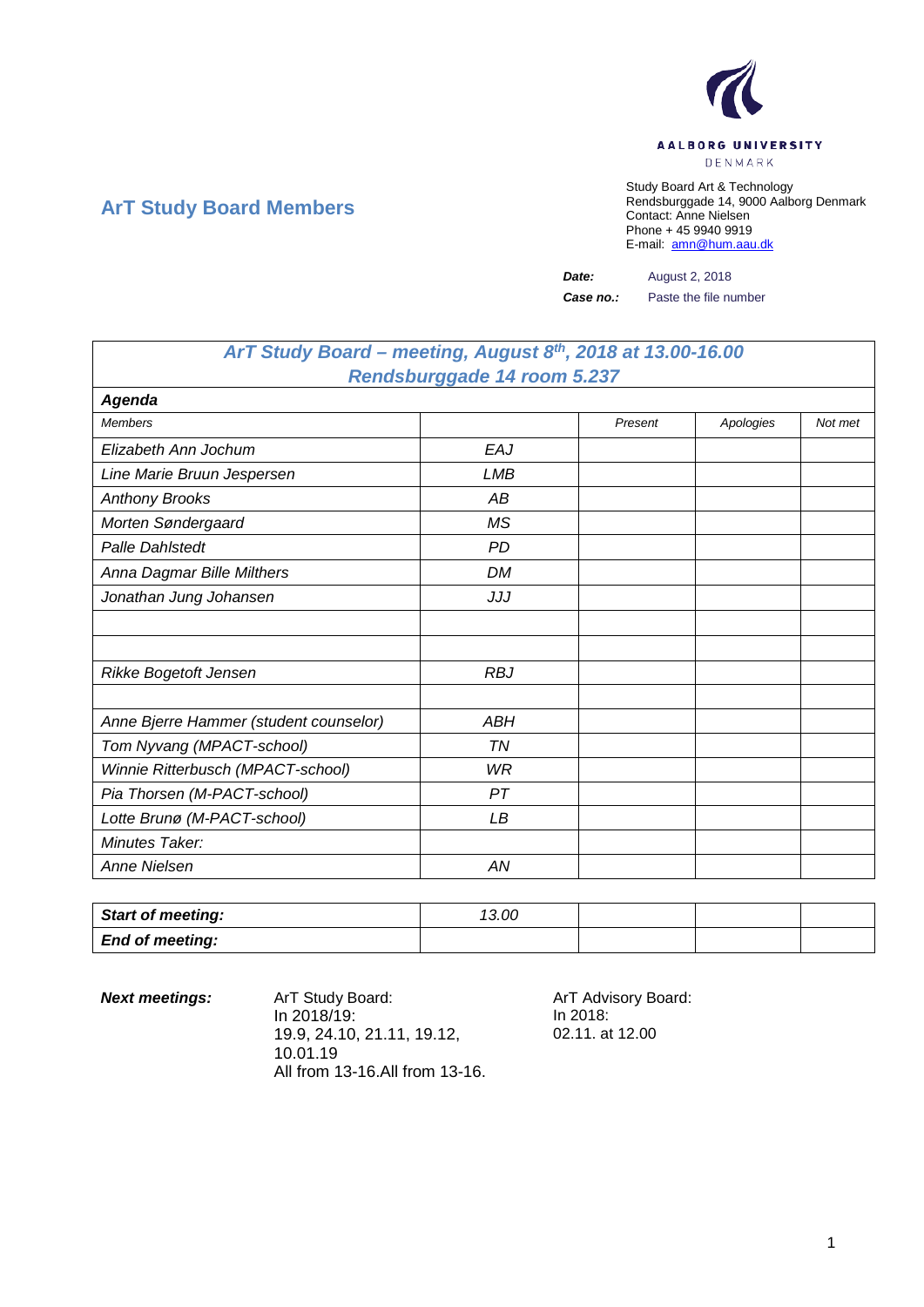AALBORG UNIVERSITY
DENMARK

## ArT Study Board Members

Study Board Art & Technology
Rendsburggade 14, 9000 Aalborg Denmark
Contact: Anne Nielsen
Phone + 45 9940 9919
E-mail: amn@hum.aau.dk

**Date:** August 2, 2018
**Case no.:** Paste the file number

| ***ArT Study Board – meeting, August 8th, 2018 at 13.00-16.00 Rendsburggade 14 room 5.237*** | | | | |
|---|---|---|---|---|
| ***Agenda*** | | | | |
| *Members* | | *Present* | *Apologies* | *Not met* |
| *Elizabeth Ann Jochum* | *EAJ* | | | |
| *Line Marie Bruun Jespersen* | *LMB* | | | |
| *Anthony Brooks* | *AB* | | | |
| *Morten Søndergaard* | *MS* | | | |
| *Palle Dahlstedt* | *PD* | | | |
| *Anna Dagmar Bille Milthers* | *DM* | | | |
| *Jonathan Jung Johansen* | *JJJ* | | | |
| | | | | |
| | | | | |
| *Rikke Bogetoft Jensen* | *RBJ* | | | |
| | | | | |
| *Anne Bjerre Hammer (student counselor)* | *ABH* | | | |
| *Tom Nyvang (MPACT-school)* | *TN* | | | |
| *Winnie Ritterbusch (MPACT-school)* | *WR* | | | |
| *Pia Thorsen (M-PACT-school)* | *PT* | | | |
| *Lotte Brunø (M-PACT-school)* | *LB* | | | |
| *Minutes Taker:* | | | | |
| *Anne Nielsen* | *AN* | | | |

| ***Start of meeting:*** | *13.00* | | | |
|---|---|---|---|---|
| ***End of meeting:*** | | | | |

***Next meetings:***

ArT Study Board:
In 2018/19:
19.9, 24.10, 21.11, 19.12, 10.01.19
All from 13-16.All from 13-16.

ArT Advisory Board:
In 2018:
02.11. at 12.00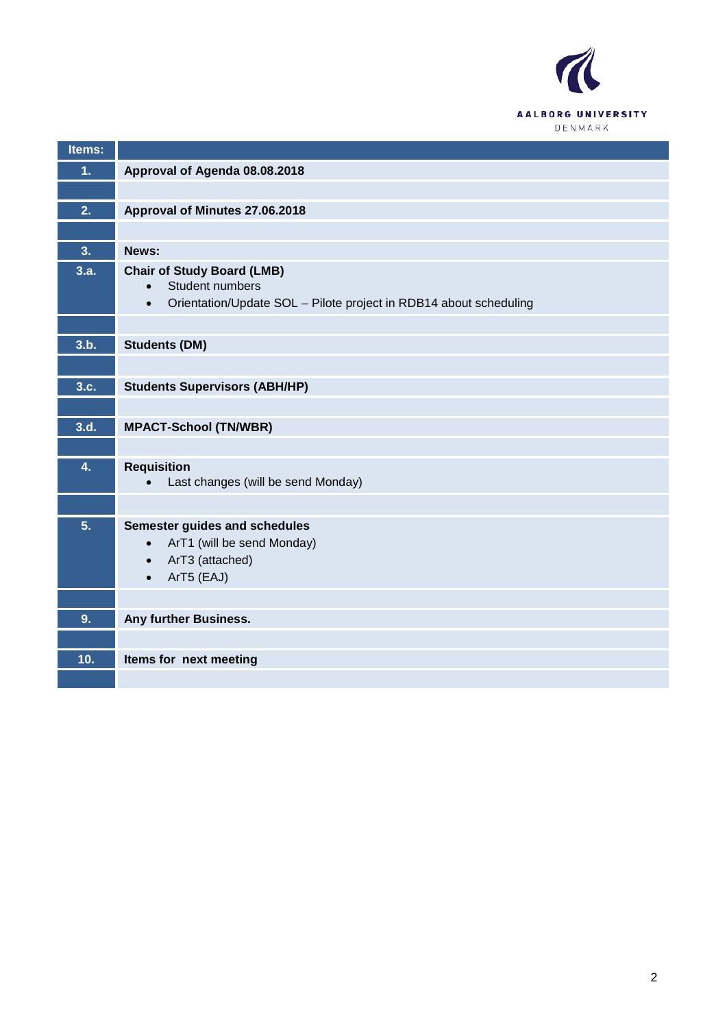| Items: | |
|---|---|
| 1. | **Approval of Agenda 08.08.2018** |
| | |
| 2. | **Approval of Minutes 27.06.2018** |
| | |
| 3. | **News:** |
| 3.a. | **Chair of Study Board (LMB)**<br>• Student numbers<br>• Orientation/Update SOL – Pilote project in RDB14 about scheduling |
| | |
| 3.b. | **Students (DM)** |
| | |
| 3.c. | **Students Supervisors (ABH/HP)** |
| | |
| 3.d. | **MPACT-School (TN/WBR)** |
| | |
| 4. | **Requisition**<br>• Last changes (will be send Monday) |
| | |
| 5. | **Semester guides and schedules**<br>• ArT1 (will be send Monday)<br>• ArT3 (attached)<br>• ArT5 (EAJ) |
| | |
| 9. | **Any further Business.** |
| | |
| 10. | **Items for next meeting** |
| | |